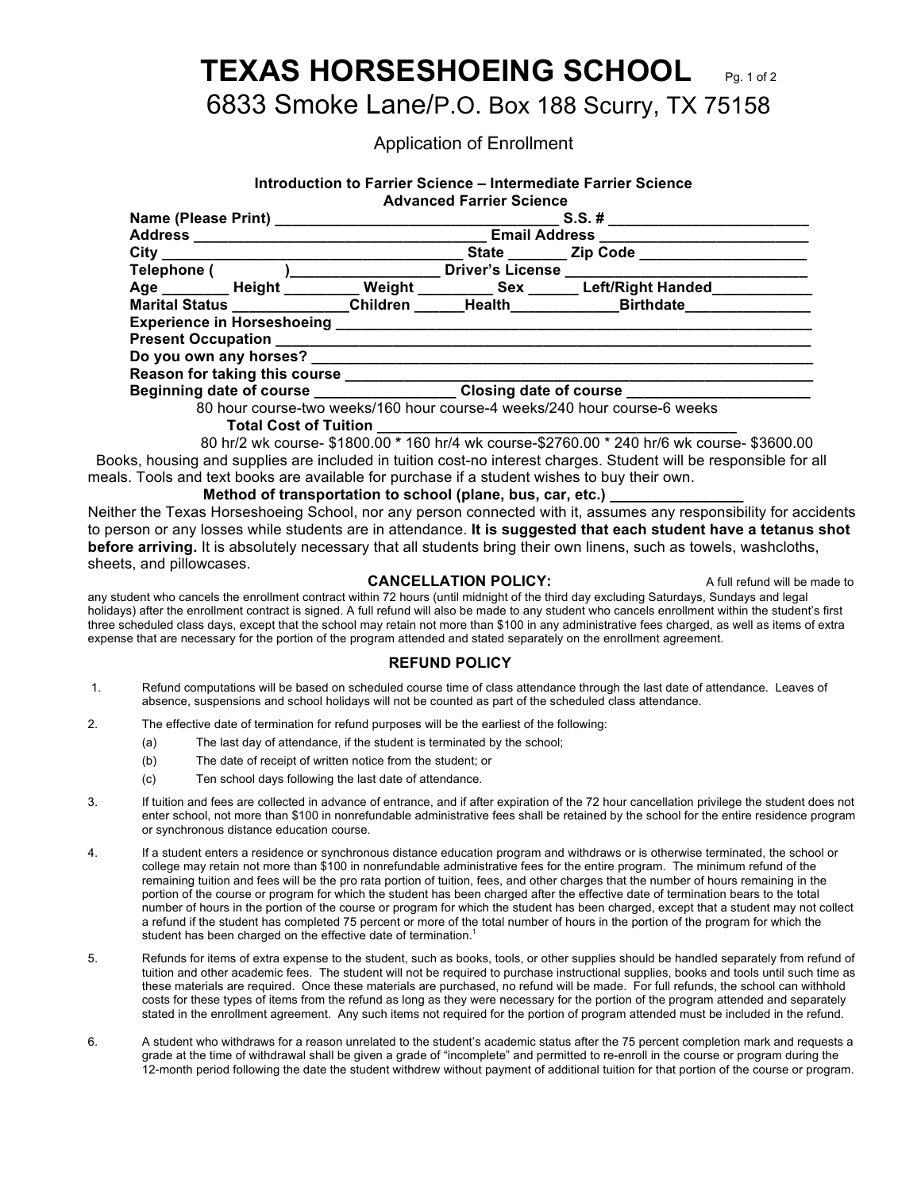# TEXAS HORSESHOEING SCHOOL

6833 Smoke Lane/P.O. Box 188 Scurry, TX 75158

Application of Enrollment

**Introduction to Farrier Science – Intermediate Farrier Science**
**Advanced Farrier Science**

**Name (Please Print)** ________________________________ **S.S. #** _______________________
**Address** _________________________________ **Email Address** ________________________
**City** _________________________________ **State** _______ **Zip Code** ___________________
**Telephone (** ________ **)**_________________ **Driver's License** ___________________________
**Age** ________ **Height** _________ **Weight** _________ **Sex** ______ **Left/Right Handed**____________
**Marital Status** _____________**Children** ______**Health**_____________**Birthdate**_______________
**Experience in Horseshoeing** ___________________________________________________________
**Present Occupation** _________________________________________________________________
**Do you own any horses?** _____________________________________________________________
**Reason for taking this course** _________________________________________________________
**Beginning date of course** ________________ **Closing date of course** _____________________

80 hour course-two weeks/160 hour course-4 weeks/240 hour course-6 weeks

**Total Cost of Tuition** ________________________________________

80 hr/2 wk course- $1800.00 * 160 hr/4 wk course-$2760.00 * 240 hr/6 wk course- $3600.00

Books, housing and supplies are included in tuition cost-no interest charges. Student will be responsible for all meals. Tools and text books are available for purchase if a student wishes to buy their own.

**Method of transportation to school (plane, bus, car, etc.)** _______________

Neither the Texas Horseshoeing School, nor any person connected with it, assumes any responsibility for accidents to person or any losses while students are in attendance. **It is suggested that each student have a tetanus shot before arriving.** It is absolutely necessary that all students bring their own linens, such as towels, washcloths, sheets, and pillowcases.

**CANCELLATION POLICY:** A full refund will be made to any student who cancels the enrollment contract within 72 hours (until midnight of the third day excluding Saturdays, Sundays and legal holidays) after the enrollment contract is signed. A full refund will also be made to any student who cancels enrollment within the student's first three scheduled class days, except that the school may retain not more than $100 in any administrative fees charged, as well as items of extra expense that are necessary for the portion of the program attended and stated separately on the enrollment agreement.

## REFUND POLICY

1. Refund computations will be based on scheduled course time of class attendance through the last date of attendance. Leaves of absence, suspensions and school holidays will not be counted as part of the scheduled class attendance.

2. The effective date of termination for refund purposes will be the earliest of the following:
   - (a) The last day of attendance, if the student is terminated by the school;
   - (b) The date of receipt of written notice from the student; or
   - (c) Ten school days following the last date of attendance.

3. If tuition and fees are collected in advance of entrance, and if after expiration of the 72 hour cancellation privilege the student does not enter school, not more than $100 in nonrefundable administrative fees shall be retained by the school for the entire residence program or synchronous distance education course.

4. If a student enters a residence or synchronous distance education program and withdraws or is otherwise terminated, the school or college may retain not more than $100 in nonrefundable administrative fees for the entire program. The minimum refund of the remaining tuition and fees will be the pro rata portion of tuition, fees, and other charges that the number of hours remaining in the portion of the course or program for which the student has been charged after the effective date of termination bears to the total number of hours in the portion of the course or program for which the student has been charged, except that a student may not collect a refund if the student has completed 75 percent or more of the total number of hours in the portion of the program for which the student has been charged on the effective date of termination.[1]

5. Refunds for items of extra expense to the student, such as books, tools, or other supplies should be handled separately from refund of tuition and other academic fees. The student will not be required to purchase instructional supplies, books and tools until such time as these materials are required. Once these materials are purchased, no refund will be made. For full refunds, the school can withhold costs for these types of items from the refund as long as they were necessary for the portion of the program attended and separately stated in the enrollment agreement. Any such items not required for the portion of program attended must be included in the refund.

6. A student who withdraws for a reason unrelated to the student's academic status after the 75 percent completion mark and requests a grade at the time of withdrawal shall be given a grade of "incomplete" and permitted to re-enroll in the course or program during the 12-month period following the date the student withdrew without payment of additional tuition for that portion of the course or program.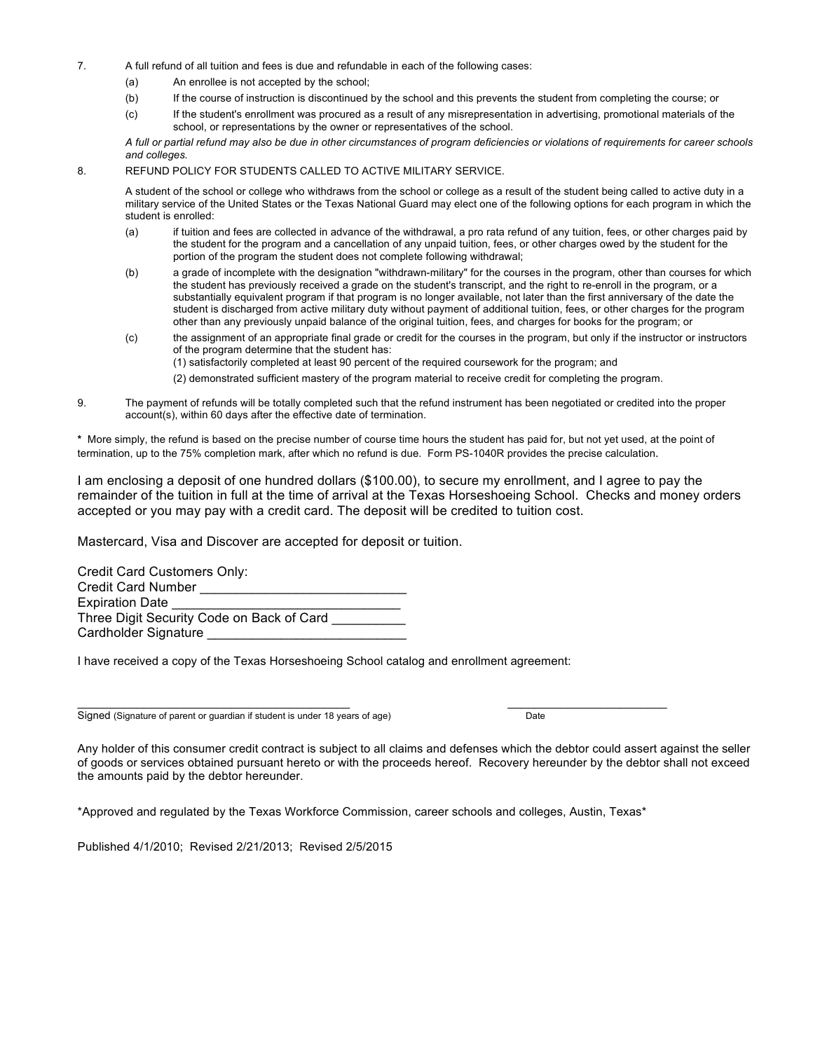7. A full refund of all tuition and fees is due and refundable in each of the following cases:
   - (a) An enrollee is not accepted by the school;
   - (b) If the course of instruction is discontinued by the school and this prevents the student from completing the course; or
   - (c) If the student's enrollment was procured as a result of any misrepresentation in advertising, promotional materials of the school, or representations by the owner or representatives of the school.

   *A full or partial refund may also be due in other circumstances of program deficiencies or violations of requirements for career schools and colleges.*

8. REFUND POLICY FOR STUDENTS CALLED TO ACTIVE MILITARY SERVICE.

   A student of the school or college who withdraws from the school or college as a result of the student being called to active duty in a military service of the United States or the Texas National Guard may elect one of the following options for each program in which the student is enrolled:
   - (a) if tuition and fees are collected in advance of the withdrawal, a pro rata refund of any tuition, fees, or other charges paid by the student for the program and a cancellation of any unpaid tuition, fees, or other charges owed by the student for the portion of the program the student does not complete following withdrawal;
   - (b) a grade of incomplete with the designation "withdrawn-military" for the courses in the program, other than courses for which the student has previously received a grade on the student's transcript, and the right to re-enroll in the program, or a substantially equivalent program if that program is no longer available, not later than the first anniversary of the date the student is discharged from active military duty without payment of additional tuition, fees, or other charges for the program other than any previously unpaid balance of the original tuition, fees, and charges for books for the program; or
   - (c) the assignment of an appropriate final grade or credit for the courses in the program, but only if the instructor or instructors of the program determine that the student has:
     (1) satisfactorily completed at least 90 percent of the required coursework for the program; and
     (2) demonstrated sufficient mastery of the program material to receive credit for completing the program.

9. The payment of refunds will be totally completed such that the refund instrument has been negotiated or credited into the proper account(s), within 60 days after the effective date of termination.

**\*** More simply, the refund is based on the precise number of course time hours the student has paid for, but not yet used, at the point of termination, up to the 75% completion mark, after which no refund is due. Form PS-1040R provides the precise calculation.

I am enclosing a deposit of one hundred dollars ($100.00), to secure my enrollment, and I agree to pay the remainder of the tuition in full at the time of arrival at the Texas Horseshoeing School. Checks and money orders accepted or you may pay with a credit card. The deposit will be credited to tuition cost.

Mastercard, Visa and Discover are accepted for deposit or tuition.

Credit Card Customers Only:
Credit Card Number ____________________________
Expiration Date ______________________________
Three Digit Security Code on Back of Card __________
Cardholder Signature ____________________________

I have received a copy of the Texas Horseshoeing School catalog and enrollment agreement:

________________________________________ ________________________
Signed (Signature of parent or guardian if student is under 18 years of age) Date

Any holder of this consumer credit contract is subject to all claims and defenses which the debtor could assert against the seller of goods or services obtained pursuant hereto or with the proceeds hereof. Recovery hereunder by the debtor shall not exceed the amounts paid by the debtor hereunder.

*Approved and regulated by the Texas Workforce Commission, career schools and colleges, Austin, Texas*

Published 4/1/2010; Revised 2/21/2013; Revised 2/5/2015